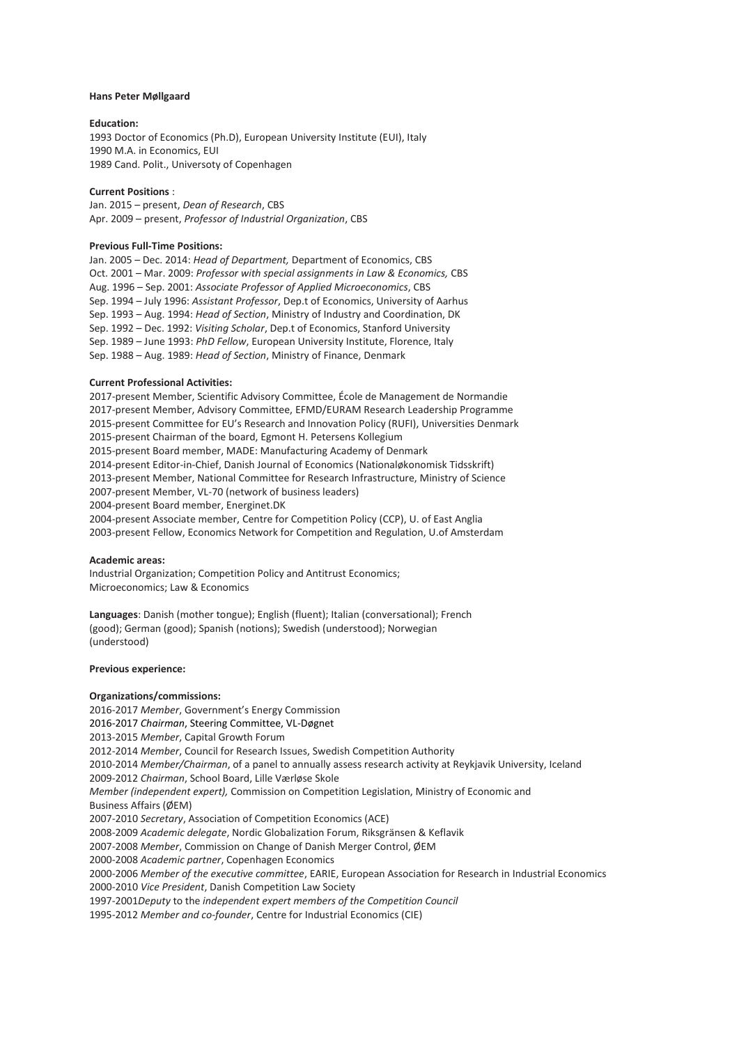**Hans Peter Møllgaard**

**Education:**

1993 Doctor of Economics (Ph.D), European University Institute (EUI), Italy
1990 M.A. in Economics, EUI
1989 Cand. Polit., Universoty of Copenhagen

**Current Positions** :

Jan. 2015 – present, *Dean of Research*, CBS
Apr. 2009 – present, *Professor of Industrial Organization*, CBS

**Previous Full-Time Positions:**

Jan. 2005 – Dec. 2014: *Head of Department,* Department of Economics, CBS
Oct. 2001 – Mar. 2009: *Professor with special assignments in Law & Economics,* CBS
Aug. 1996 – Sep. 2001: *Associate Professor of Applied Microeconomics*, CBS
Sep. 1994 – July 1996: *Assistant Professor*, Dep.t of Economics, University of Aarhus
Sep. 1993 – Aug. 1994: *Head of Section*, Ministry of Industry and Coordination, DK
Sep. 1992 – Dec. 1992: *Visiting Scholar*, Dep.t of Economics, Stanford University
Sep. 1989 – June 1993: *PhD Fellow*, European University Institute, Florence, Italy
Sep. 1988 – Aug. 1989: *Head of Section*, Ministry of Finance, Denmark

**Current Professional Activities:**

2017-present Member, Scientific Advisory Committee, École de Management de Normandie
2017-present Member, Advisory Committee, EFMD/EURAM Research Leadership Programme
2015-present Committee for EU's Research and Innovation Policy (RUFI), Universities Denmark
2015-present Chairman of the board, Egmont H. Petersens Kollegium
2015-present Board member, MADE: Manufacturing Academy of Denmark
2014-present Editor-in-Chief, Danish Journal of Economics (Nationaløkonomisk Tidsskrift)
2013-present Member, National Committee for Research Infrastructure, Ministry of Science
2007-present Member, VL-70 (network of business leaders)
2004-present Board member, Energinet.DK
2004-present Associate member, Centre for Competition Policy (CCP), U. of East Anglia
2003-present Fellow, Economics Network for Competition and Regulation, U.of Amsterdam

**Academic areas:**

Industrial Organization; Competition Policy and Antitrust Economics;
Microeconomics; Law & Economics

**Languages**: Danish (mother tongue); English (fluent); Italian (conversational); French (good); German (good); Spanish (notions); Swedish (understood); Norwegian (understood)

**Previous experience:**

**Organizations/commissions:**

2016-2017 *Member*, Government's Energy Commission
2016-2017 *Chairman*, Steering Committee, VL-Døgnet
2013-2015 *Member*, Capital Growth Forum
2012-2014 *Member*, Council for Research Issues, Swedish Competition Authority
2010-2014 *Member/Chairman*, of a panel to annually assess research activity at Reykjavik University, Iceland
2009-2012 *Chairman*, School Board, Lille Værløse Skole
*Member (independent expert),* Commission on Competition Legislation, Ministry of Economic and Business Affairs (ØEM)
2007-2010 *Secretary*, Association of Competition Economics (ACE)
2008-2009 *Academic delegate*, Nordic Globalization Forum, Riksgränsen & Keflavik
2007-2008 *Member*, Commission on Change of Danish Merger Control, ØEM
2000-2008 *Academic partner*, Copenhagen Economics
2000-2006 *Member of the executive committee*, EARIE, European Association for Research in Industrial Economics
2000-2010 *Vice President*, Danish Competition Law Society
1997-2001*Deputy* to the *independent expert members of the Competition Council*
1995-2012 *Member and co-founder*, Centre for Industrial Economics (CIE)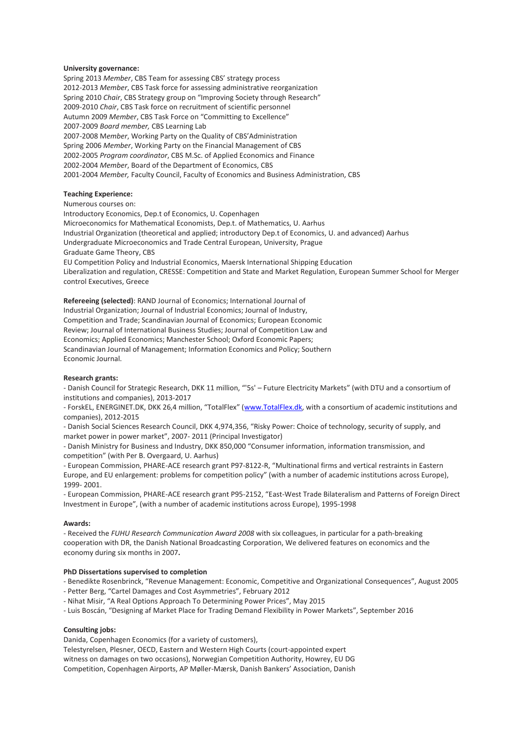**University governance:**

Spring 2013 *Member*, CBS Team for assessing CBS' strategy process
2012-2013 *Member*, CBS Task force for assessing administrative reorganization
Spring 2010 *Chair*, CBS Strategy group on "Improving Society through Research"
2009-2010 *Chair*, CBS Task force on recruitment of scientific personnel
Autumn 2009 *Member*, CBS Task Force on "Committing to Excellence"
2007-2009 *Board member,* CBS Learning Lab
2007-2008 M*ember*, Working Party on the Quality of CBS'Administration
Spring 2006 *Member*, Working Party on the Financial Management of CBS
2002-2005 *Program coordinator*, CBS M.Sc. of Applied Economics and Finance
2002-2004 *Member*, Board of the Department of Economics, CBS
2001-2004 *Member,* Faculty Council, Faculty of Economics and Business Administration, CBS

**Teaching Experience:**

Numerous courses on:
Introductory Economics, Dep.t of Economics, U. Copenhagen
Microeconomics for Mathematical Economists, Dep.t. of Mathematics, U. Aarhus
Industrial Organization (theoretical and applied; introductory Dep.t of Economics, U. and advanced) Aarhus
Undergraduate Microeconomics and Trade Central European, University, Prague
Graduate Game Theory, CBS
EU Competition Policy and Industrial Economics, Maersk International Shipping Education
Liberalization and regulation, CRESSE: Competition and State and Market Regulation, European Summer School for Merger control Executives, Greece

**Refereeing (selected)**: RAND Journal of Economics; International Journal of Industrial Organization; Journal of Industrial Economics; Journal of Industry, Competition and Trade; Scandinavian Journal of Economics; European Economic Review; Journal of International Business Studies; Journal of Competition Law and Economics; Applied Economics; Manchester School; Oxford Economic Papers; Scandinavian Journal of Management; Information Economics and Policy; Southern Economic Journal.

**Research grants:**

- Danish Council for Strategic Research, DKK 11 million, "'5s' – Future Electricity Markets" (with DTU and a consortium of institutions and companies), 2013-2017
- ForskEL, ENERGINET.DK, DKK 26,4 million, "TotalFlex" (www.TotalFlex.dk, with a consortium of academic institutions and companies), 2012-2015
- Danish Social Sciences Research Council, DKK 4,974,356, "Risky Power: Choice of technology, security of supply, and market power in power market", 2007- 2011 (Principal Investigator)
- Danish Ministry for Business and Industry, DKK 850,000 "Consumer information, information transmission, and competition" (with Per B. Overgaard, U. Aarhus)
- European Commission, PHARE-ACE research grant P97-8122-R, "Multinational firms and vertical restraints in Eastern Europe, and EU enlargement: problems for competition policy" (with a number of academic institutions across Europe), 1999- 2001.
- European Commission, PHARE-ACE research grant P95-2152, "East-West Trade Bilateralism and Patterns of Foreign Direct Investment in Europe", (with a number of academic institutions across Europe), 1995-1998

**Awards:**

- Received the *FUHU Research Communication Award 2008* with six colleagues, in particular for a path-breaking cooperation with DR, the Danish National Broadcasting Corporation, We delivered features on economics and the economy during six months in 2007**.**

**PhD Dissertations supervised to completion**

- Benedikte Rosenbrinck, "Revenue Management: Economic, Competitive and Organizational Consequences", August 2005
- Petter Berg, "Cartel Damages and Cost Asymmetries", February 2012
- Nihat Misir, "A Real Options Approach To Determining Power Prices", May 2015
- Luis Boscán, "Designing af Market Place for Trading Demand Flexibility in Power Markets", September 2016

**Consulting jobs:**

Danida, Copenhagen Economics (for a variety of customers),
Telestyrelsen, Plesner, OECD, Eastern and Western High Courts (court-appointed expert witness on damages on two occasions), Norwegian Competition Authority, Howrey, EU DG Competition, Copenhagen Airports, AP Møller-Mærsk, Danish Bankers' Association, Danish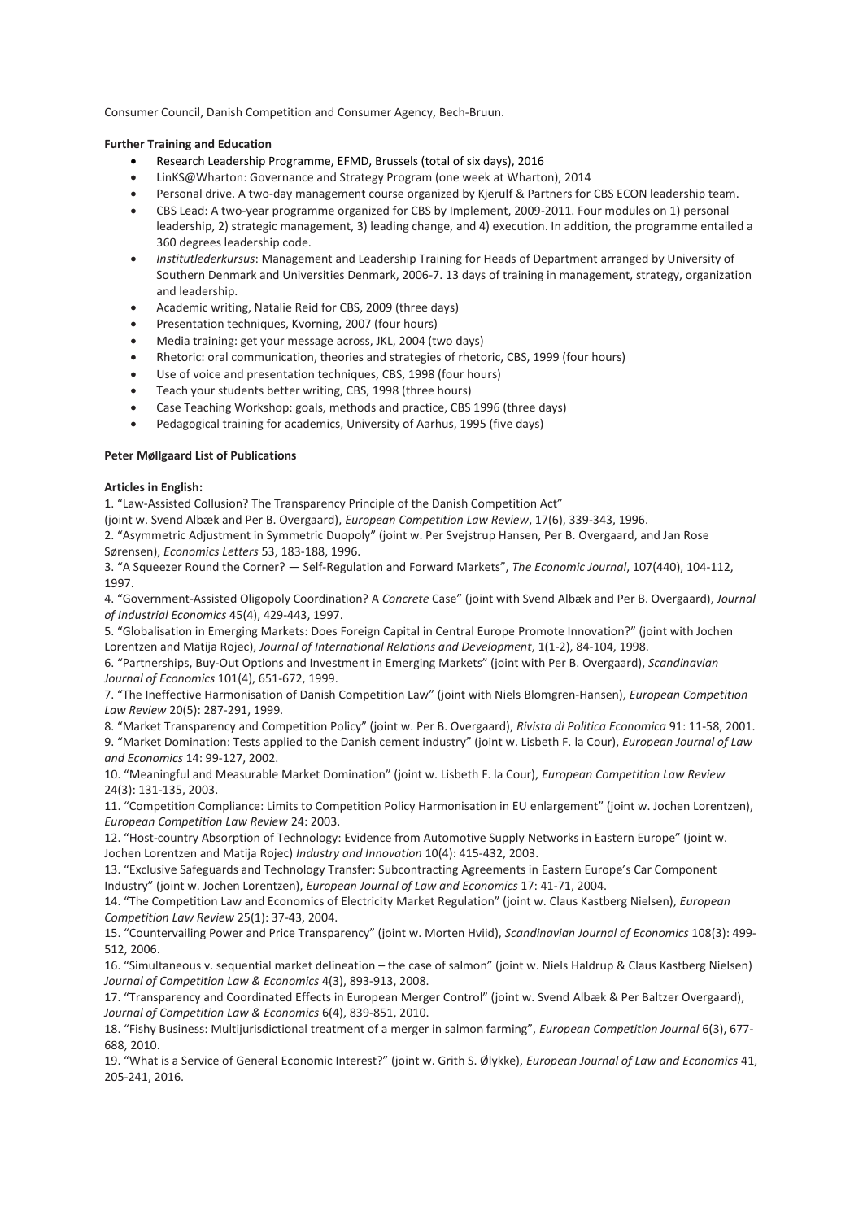Consumer Council, Danish Competition and Consumer Agency, Bech-Bruun.

**Further Training and Education**

- Research Leadership Programme, EFMD, Brussels (total of six days), 2016
- LinKS@Wharton: Governance and Strategy Program (one week at Wharton), 2014
- Personal drive. A two-day management course organized by Kjerulf & Partners for CBS ECON leadership team.
- CBS Lead: A two-year programme organized for CBS by Implement, 2009-2011. Four modules on 1) personal leadership, 2) strategic management, 3) leading change, and 4) execution. In addition, the programme entailed a 360 degrees leadership code.
- *Institutlederkursus*: Management and Leadership Training for Heads of Department arranged by University of Southern Denmark and Universities Denmark, 2006-7. 13 days of training in management, strategy, organization and leadership.
- Academic writing, Natalie Reid for CBS, 2009 (three days)
- Presentation techniques, Kvorning, 2007 (four hours)
- Media training: get your message across, JKL, 2004 (two days)
- Rhetoric: oral communication, theories and strategies of rhetoric, CBS, 1999 (four hours)
- Use of voice and presentation techniques, CBS, 1998 (four hours)
- Teach your students better writing, CBS, 1998 (three hours)
- Case Teaching Workshop: goals, methods and practice, CBS 1996 (three days)
- Pedagogical training for academics, University of Aarhus, 1995 (five days)

**Peter Møllgaard List of Publications**

**Articles in English:**

1. "Law-Assisted Collusion? The Transparency Principle of the Danish Competition Act" (joint w. Svend Albæk and Per B. Overgaard), *European Competition Law Review*, 17(6), 339-343, 1996.

2. "Asymmetric Adjustment in Symmetric Duopoly" (joint w. Per Svejstrup Hansen, Per B. Overgaard, and Jan Rose Sørensen), *Economics Letters* 53, 183-188, 1996.

3. "A Squeezer Round the Corner? — Self-Regulation and Forward Markets", *The Economic Journal*, 107(440), 104-112, 1997.

4. "Government-Assisted Oligopoly Coordination? A *Concrete* Case" (joint with Svend Albæk and Per B. Overgaard), *Journal of Industrial Economics* 45(4), 429-443, 1997.

5. "Globalisation in Emerging Markets: Does Foreign Capital in Central Europe Promote Innovation?" (joint with Jochen Lorentzen and Matija Rojec), *Journal of International Relations and Development*, 1(1-2), 84-104, 1998.

6. "Partnerships, Buy-Out Options and Investment in Emerging Markets" (joint with Per B. Overgaard), *Scandinavian Journal of Economics* 101(4), 651-672, 1999.

7. "The Ineffective Harmonisation of Danish Competition Law" (joint with Niels Blomgren-Hansen), *European Competition Law Review* 20(5): 287-291, 1999.

8. "Market Transparency and Competition Policy" (joint w. Per B. Overgaard), *Rivista di Politica Economica* 91: 11-58, 2001.

9. "Market Domination: Tests applied to the Danish cement industry" (joint w. Lisbeth F. la Cour), *European Journal of Law and Economics* 14: 99-127, 2002.

10. "Meaningful and Measurable Market Domination" (joint w. Lisbeth F. la Cour), *European Competition Law Review* 24(3): 131-135, 2003.

11. "Competition Compliance: Limits to Competition Policy Harmonisation in EU enlargement" (joint w. Jochen Lorentzen), *European Competition Law Review* 24: 2003.

12. "Host-country Absorption of Technology: Evidence from Automotive Supply Networks in Eastern Europe" (joint w. Jochen Lorentzen and Matija Rojec) *Industry and Innovation* 10(4): 415-432, 2003.

13. "Exclusive Safeguards and Technology Transfer: Subcontracting Agreements in Eastern Europe's Car Component Industry" (joint w. Jochen Lorentzen), *European Journal of Law and Economics* 17: 41-71, 2004.

14. "The Competition Law and Economics of Electricity Market Regulation" (joint w. Claus Kastberg Nielsen), *European Competition Law Review* 25(1): 37-43, 2004.

15. "Countervailing Power and Price Transparency" (joint w. Morten Hviid), *Scandinavian Journal of Economics* 108(3): 499-512, 2006.

16. "Simultaneous v. sequential market delineation – the case of salmon" (joint w. Niels Haldrup & Claus Kastberg Nielsen) *Journal of Competition Law & Economics* 4(3), 893-913, 2008.

17. "Transparency and Coordinated Effects in European Merger Control" (joint w. Svend Albæk & Per Baltzer Overgaard), *Journal of Competition Law & Economics* 6(4), 839-851, 2010.

18. "Fishy Business: Multijurisdictional treatment of a merger in salmon farming", *European Competition Journal* 6(3), 677-688, 2010.

19. "What is a Service of General Economic Interest?" (joint w. Grith S. Ølykke), *European Journal of Law and Economics* 41, 205-241, 2016.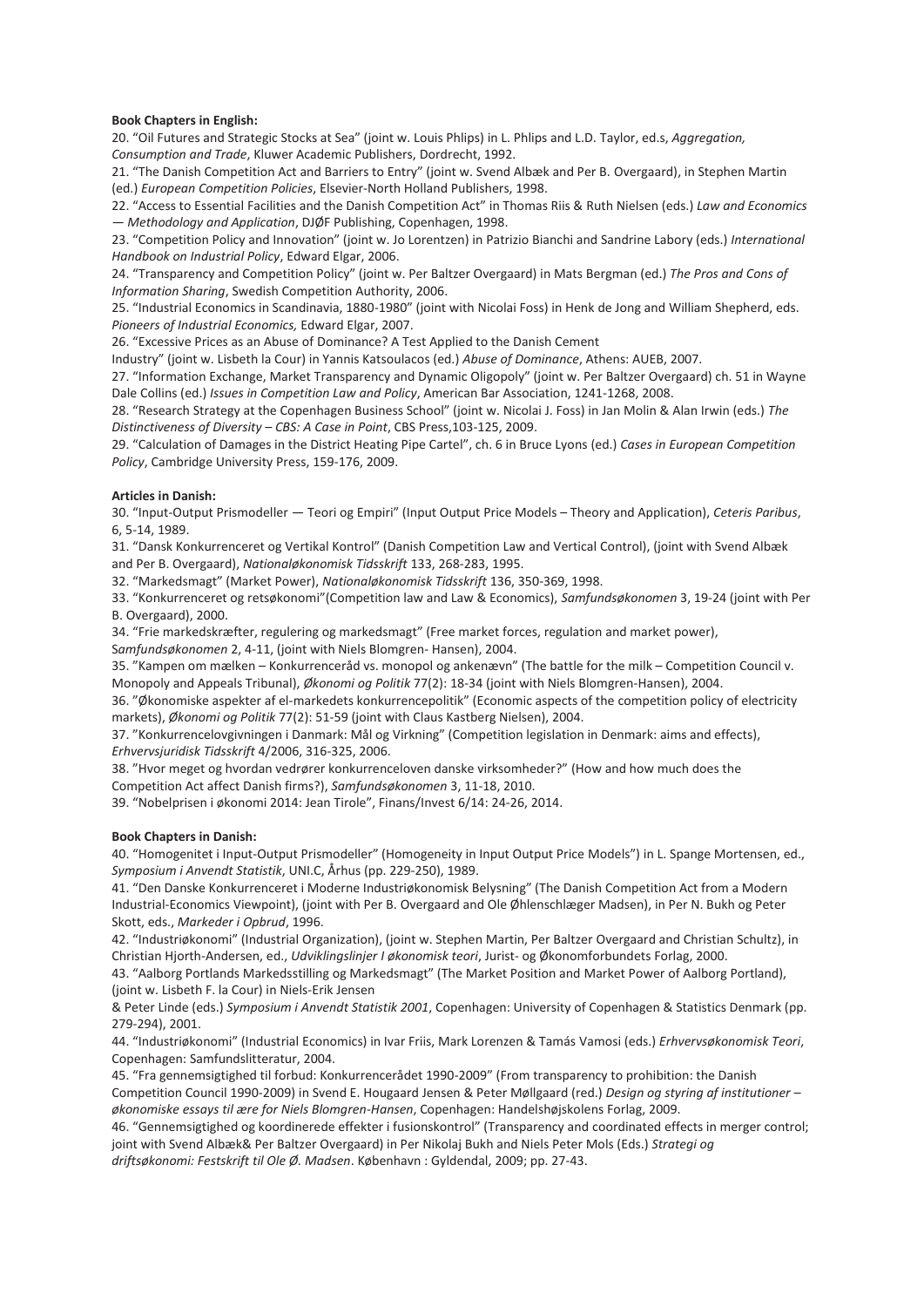**Book Chapters in English:**

20. "Oil Futures and Strategic Stocks at Sea" (joint w. Louis Phlips) in L. Phlips and L.D. Taylor, ed.s, *Aggregation, Consumption and Trade*, Kluwer Academic Publishers, Dordrecht, 1992.
21. "The Danish Competition Act and Barriers to Entry" (joint w. Svend Albæk and Per B. Overgaard), in Stephen Martin (ed.) *European Competition Policies*, Elsevier-North Holland Publishers, 1998.
22. "Access to Essential Facilities and the Danish Competition Act" in Thomas Riis & Ruth Nielsen (eds.) *Law and Economics — Methodology and Application*, DJØF Publishing, Copenhagen, 1998.
23. "Competition Policy and Innovation" (joint w. Jo Lorentzen) in Patrizio Bianchi and Sandrine Labory (eds.) *International Handbook on Industrial Policy*, Edward Elgar, 2006.
24. "Transparency and Competition Policy" (joint w. Per Baltzer Overgaard) in Mats Bergman (ed.) *The Pros and Cons of Information Sharing*, Swedish Competition Authority, 2006.
25. "Industrial Economics in Scandinavia, 1880-1980" (joint with Nicolai Foss) in Henk de Jong and William Shepherd, eds. *Pioneers of Industrial Economics,* Edward Elgar, 2007.
26. "Excessive Prices as an Abuse of Dominance? A Test Applied to the Danish Cement Industry" (joint w. Lisbeth la Cour) in Yannis Katsoulacos (ed.) *Abuse of Dominance*, Athens: AUEB, 2007.
27. "Information Exchange, Market Transparency and Dynamic Oligopoly" (joint w. Per Baltzer Overgaard) ch. 51 in Wayne Dale Collins (ed.) *Issues in Competition Law and Policy*, American Bar Association, 1241-1268, 2008.
28. "Research Strategy at the Copenhagen Business School" (joint w. Nicolai J. Foss) in Jan Molin & Alan Irwin (eds.) *The Distinctiveness of Diversity – CBS: A Case in Point*, CBS Press,103-125, 2009.
29. "Calculation of Damages in the District Heating Pipe Cartel", ch. 6 in Bruce Lyons (ed.) *Cases in European Competition Policy*, Cambridge University Press, 159-176, 2009.

**Articles in Danish:**

30. "Input-Output Prismodeller — Teori og Empiri" (Input Output Price Models – Theory and Application), *Ceteris Paribus*, 6, 5-14, 1989.
31. "Dansk Konkurrenceret og Vertikal Kontrol" (Danish Competition Law and Vertical Control), (joint with Svend Albæk and Per B. Overgaard), *Nationaløkonomisk Tidsskrift* 133, 268-283, 1995.
32. "Markedsmagt" (Market Power), *Nationaløkonomisk Tidsskrift* 136, 350-369, 1998.
33. "Konkurrenceret og retsøkonomi"(Competition law and Law & Economics), *Samfundsøkonomen* 3, 19-24 (joint with Per B. Overgaard), 2000.
34. "Frie markedskræfter, regulering og markedsmagt" (Free market forces, regulation and market power), *Samfundsøkonomen* 2, 4-11, (joint with Niels Blomgren- Hansen), 2004.
35. "Kampen om mælken – Konkurrenceråd vs. monopol og ankenævn" (The battle for the milk – Competition Council v. Monopoly and Appeals Tribunal), *Økonomi og Politik* 77(2): 18-34 (joint with Niels Blomgren-Hansen), 2004.
36. "Økonomiske aspekter af el-markedets konkurrencepolitik" (Economic aspects of the competition policy of electricity markets), *Økonomi og Politik* 77(2): 51-59 (joint with Claus Kastberg Nielsen), 2004.
37. "Konkurrencelovgivningen i Danmark: Mål og Virkning" (Competition legislation in Denmark: aims and effects), *Erhvervsjuridisk Tidsskrift* 4/2006, 316-325, 2006.
38. "Hvor meget og hvordan vedrører konkurrenceloven danske virksomheder?" (How and how much does the Competition Act affect Danish firms?), *Samfundsøkonomen* 3, 11-18, 2010.
39. "Nobelprisen i økonomi 2014: Jean Tirole", Finans/Invest 6/14: 24-26, 2014.

**Book Chapters in Danish:**

40. "Homogenitet i Input-Output Prismodeller" (Homogeneity in Input Output Price Models") in L. Spange Mortensen, ed., *Symposium i Anvendt Statistik*, UNI.C, Århus (pp. 229-250), 1989.
41. "Den Danske Konkurrenceret i Moderne Industriøkonomisk Belysning" (The Danish Competition Act from a Modern Industrial-Economics Viewpoint), (joint with Per B. Overgaard and Ole Øhlenschlæger Madsen), in Per N. Bukh og Peter Skott, eds., *Markeder i Opbrud*, 1996.
42. "Industriøkonomi" (Industrial Organization), (joint w. Stephen Martin, Per Baltzer Overgaard and Christian Schultz), in Christian Hjorth-Andersen, ed., *Udviklingslinjer I økonomisk teori*, Jurist- og Økonomforbundets Forlag, 2000.
43. "Aalborg Portlands Markedsstilling og Markedsmagt" (The Market Position and Market Power of Aalborg Portland), (joint w. Lisbeth F. la Cour) in Niels-Erik Jensen & Peter Linde (eds.) *Symposium i Anvendt Statistik 2001*, Copenhagen: University of Copenhagen & Statistics Denmark (pp. 279-294), 2001.
44. "Industriøkonomi" (Industrial Economics) in Ivar Friis, Mark Lorenzen & Tamás Vamosi (eds.) *Erhvervsøkonomisk Teori*, Copenhagen: Samfundslitteratur, 2004.
45. "Fra gennemsigtighed til forbud: Konkurrencerådet 1990-2009" (From transparency to prohibition: the Danish Competition Council 1990-2009) in Svend E. Hougaard Jensen & Peter Møllgaard (red.) *Design og styring af institutioner – økonomiske essays til ære for Niels Blomgren-Hansen*, Copenhagen: Handelshøjskolens Forlag, 2009.
46. "Gennemsigtighed og koordinerede effekter i fusionskontrol" (Transparency and coordinated effects in merger control; joint with Svend Albæk& Per Baltzer Overgaard) in Per Nikolaj Bukh and Niels Peter Mols (Eds.) *Strategi og driftsøkonomi: Festskrift til Ole Ø. Madsen*. København : Gyldendal, 2009; pp. 27-43.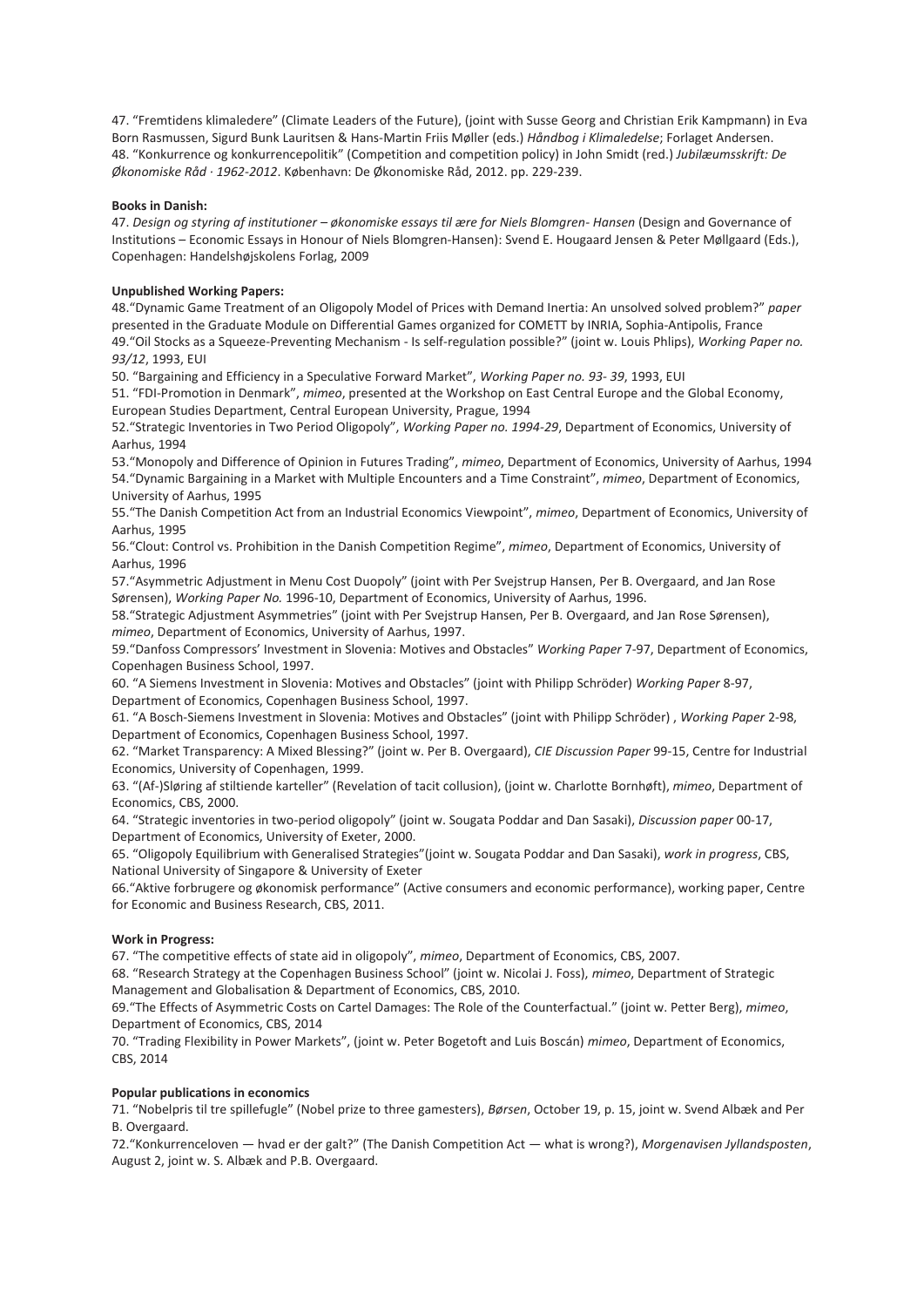47. "Fremtidens klimaledere" (Climate Leaders of the Future), (joint with Susse Georg and Christian Erik Kampmann) in Eva Born Rasmussen, Sigurd Bunk Lauritsen & Hans-Martin Friis Møller (eds.) *Håndbog i Klimaledelse*; Forlaget Andersen.
48. "Konkurrence og konkurrencepolitik" (Competition and competition policy) in John Smidt (red.) *Jubilæumsskrift: De Økonomiske Råd · 1962-2012*. København: De Økonomiske Råd, 2012. pp. 229-239.

**Books in Danish:**
47. *Design og styring af institutioner – økonomiske essays til ære for Niels Blomgren- Hansen* (Design and Governance of Institutions – Economic Essays in Honour of Niels Blomgren-Hansen): Svend E. Hougaard Jensen & Peter Møllgaard (Eds.), Copenhagen: Handelshøjskolens Forlag, 2009

**Unpublished Working Papers:**
48."Dynamic Game Treatment of an Oligopoly Model of Prices with Demand Inertia: An unsolved solved problem?" *paper* presented in the Graduate Module on Differential Games organized for COMETT by INRIA, Sophia-Antipolis, France
49."Oil Stocks as a Squeeze-Preventing Mechanism - Is self-regulation possible?" (joint w. Louis Phlips), *Working Paper no. 93/12*, 1993, EUI
50. "Bargaining and Efficiency in a Speculative Forward Market", *Working Paper no. 93- 39*, 1993, EUI
51. "FDI-Promotion in Denmark", *mimeo*, presented at the Workshop on East Central Europe and the Global Economy, European Studies Department, Central European University, Prague, 1994
52."Strategic Inventories in Two Period Oligopoly", *Working Paper no. 1994-29*, Department of Economics, University of Aarhus, 1994
53."Monopoly and Difference of Opinion in Futures Trading", *mimeo*, Department of Economics, University of Aarhus, 1994
54."Dynamic Bargaining in a Market with Multiple Encounters and a Time Constraint", *mimeo*, Department of Economics, University of Aarhus, 1995
55."The Danish Competition Act from an Industrial Economics Viewpoint", *mimeo*, Department of Economics, University of Aarhus, 1995
56."Clout: Control vs. Prohibition in the Danish Competition Regime", *mimeo*, Department of Economics, University of Aarhus, 1996
57."Asymmetric Adjustment in Menu Cost Duopoly" (joint with Per Svejstrup Hansen, Per B. Overgaard, and Jan Rose Sørensen), *Working Paper No.* 1996-10, Department of Economics, University of Aarhus, 1996.
58."Strategic Adjustment Asymmetries" (joint with Per Svejstrup Hansen, Per B. Overgaard, and Jan Rose Sørensen), *mimeo*, Department of Economics, University of Aarhus, 1997.
59."Danfoss Compressors' Investment in Slovenia: Motives and Obstacles" *Working Paper* 7-97, Department of Economics, Copenhagen Business School, 1997.
60. "A Siemens Investment in Slovenia: Motives and Obstacles" (joint with Philipp Schröder) *Working Paper* 8-97, Department of Economics, Copenhagen Business School, 1997.
61. "A Bosch-Siemens Investment in Slovenia: Motives and Obstacles" (joint with Philipp Schröder) , *Working Paper* 2-98, Department of Economics, Copenhagen Business School, 1997.
62. "Market Transparency: A Mixed Blessing?" (joint w. Per B. Overgaard), *CIE Discussion Paper* 99-15, Centre for Industrial Economics, University of Copenhagen, 1999.
63. "(Af-)Sløring af stiltiende karteller" (Revelation of tacit collusion), (joint w. Charlotte Bornhøft), *mimeo*, Department of Economics, CBS, 2000.
64. "Strategic inventories in two-period oligopoly" (joint w. Sougata Poddar and Dan Sasaki), *Discussion paper* 00-17, Department of Economics, University of Exeter, 2000.
65. "Oligopoly Equilibrium with Generalised Strategies"(joint w. Sougata Poddar and Dan Sasaki), *work in progress*, CBS, National University of Singapore & University of Exeter
66."Aktive forbrugere og økonomisk performance" (Active consumers and economic performance), working paper, Centre for Economic and Business Research, CBS, 2011.

**Work in Progress:**
67. "The competitive effects of state aid in oligopoly", *mimeo*, Department of Economics, CBS, 2007.
68. "Research Strategy at the Copenhagen Business School" (joint w. Nicolai J. Foss), *mimeo*, Department of Strategic Management and Globalisation & Department of Economics, CBS, 2010.
69."The Effects of Asymmetric Costs on Cartel Damages: The Role of the Counterfactual." (joint w. Petter Berg), *mimeo*, Department of Economics, CBS, 2014
70. "Trading Flexibility in Power Markets", (joint w. Peter Bogetoft and Luis Boscán) *mimeo*, Department of Economics, CBS, 2014

**Popular publications in economics**
71. "Nobelpris til tre spillefugle" (Nobel prize to three gamesters), *Børsen*, October 19, p. 15, joint w. Svend Albæk and Per B. Overgaard.
72."Konkurrenceloven — hvad er der galt?" (The Danish Competition Act — what is wrong?), *Morgenavisen Jyllandsposten*, August 2, joint w. S. Albæk and P.B. Overgaard.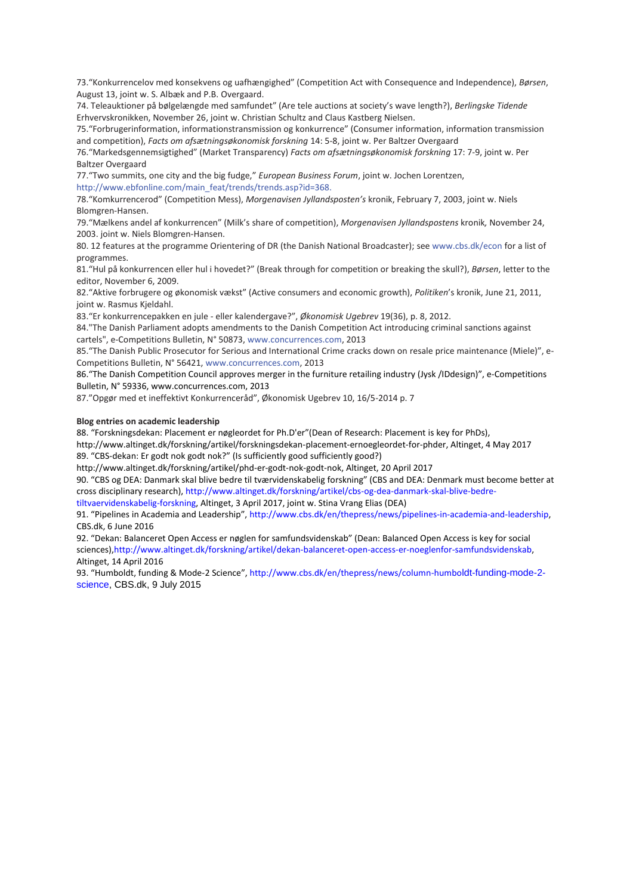73.“Konkurrencelov med konsekvens og uafhængighed” (Competition Act with Consequence and Independence), *Børsen*, August 13, joint w. S. Albæk and P.B. Overgaard.

74. Teleauktioner på bølgelængde med samfundet” (Are tele auctions at society’s wave length?), *Berlingske Tidende* Erhvervskronikken, November 26, joint w. Christian Schultz and Claus Kastberg Nielsen.

75.“Forbrugerinformation, informationstransmission og konkurrence” (Consumer information, information transmission and competition), *Facts om afsætningsøkonomisk forskning* 14: 5-8, joint w. Per Baltzer Overgaard

76.“Markedsgennemsigtighed” (Market Transparency) *Facts om afsætningsøkonomisk forskning* 17: 7-9, joint w. Per Baltzer Overgaard

77.“Two summits, one city and the big fudge,” *European Business Forum*, joint w. Jochen Lorentzen, http://www.ebfonline.com/main_feat/trends/trends.asp?id=368.

78.“Komkurrencerod” (Competition Mess), *Morgenavisen Jyllandsposten’s* kronik, February 7, 2003, joint w. Niels Blomgren-Hansen.

79.“Mælkens andel af konkurrencen” (Milk’s share of competition), *Morgenavisen Jyllandspostens* kronik, November 24, 2003. joint w. Niels Blomgren-Hansen.

80. 12 features at the programme Orientering of DR (the Danish National Broadcaster); see www.cbs.dk/econ for a list of programmes.

81.“Hul på konkurrencen eller hul i hovedet?” (Break through for competition or breaking the skull?), *Børsen*, letter to the editor, November 6, 2009.

82.“Aktive forbrugere og økonomisk vækst” (Active consumers and economic growth), *Politiken*’s kronik, June 21, 2011, joint w. Rasmus Kjeldahl.

83.“Er konkurrencepakken en jule - eller kalendergave?”, *Økonomisk Ugebrev* 19(36), p. 8, 2012.

84."The Danish Parliament adopts amendments to the Danish Competition Act introducing criminal sanctions against cartels", e-Competitions Bulletin, N° 50873, www.concurrences.com, 2013

85.“The Danish Public Prosecutor for Serious and International Crime cracks down on resale price maintenance (Miele)”, e-Competitions Bulletin, N° 56421, www.concurrences.com, 2013

86.“The Danish Competition Council approves merger in the furniture retailing industry (Jysk /IDdesign)”, e-Competitions Bulletin, N° 59336, www.concurrences.com, 2013

87.”Opgør med et ineffektivt Konkurrenceråd”, Økonomisk Ugebrev 10, 16/5-2014 p. 7

**Blog entries on academic leadership**

88. “Forskningsdekan: Placement er nøgleordet for Ph.D'er”(Dean of Research: Placement is key for PhDs), http://www.altinget.dk/forskning/artikel/forskningsdekan-placement-ernoegleordet-for-phder, Altinget, 4 May 2017

89. “CBS-dekan: Er godt nok godt nok?” (Is sufficiently good sufficiently good?) http://www.altinget.dk/forskning/artikel/phd-er-godt-nok-godt-nok, Altinget, 20 April 2017

90. “CBS og DEA: Danmark skal blive bedre til tværvidenskabelig forskning” (CBS and DEA: Denmark must become better at cross disciplinary research), http://www.altinget.dk/forskning/artikel/cbs-og-dea-danmark-skal-blive-bedre-tiltvaervidenskabelig-forskning, Altinget, 3 April 2017, joint w. Stina Vrang Elias (DEA)

91. “Pipelines in Academia and Leadership”, http://www.cbs.dk/en/thepress/news/pipelines-in-academia-and-leadership, CBS.dk, 6 June 2016

92. “Dekan: Balanceret Open Access er nøglen for samfundsvidenskab” (Dean: Balanced Open Access is key for social sciences),http://www.altinget.dk/forskning/artikel/dekan-balanceret-open-access-er-noeglenfor-samfundsvidenskab, Altinget, 14 April 2016

93. “Humboldt, funding & Mode-2 Science”, http://www.cbs.dk/en/thepress/news/column-humboldt-funding-mode-2-science, CBS.dk, 9 July 2015